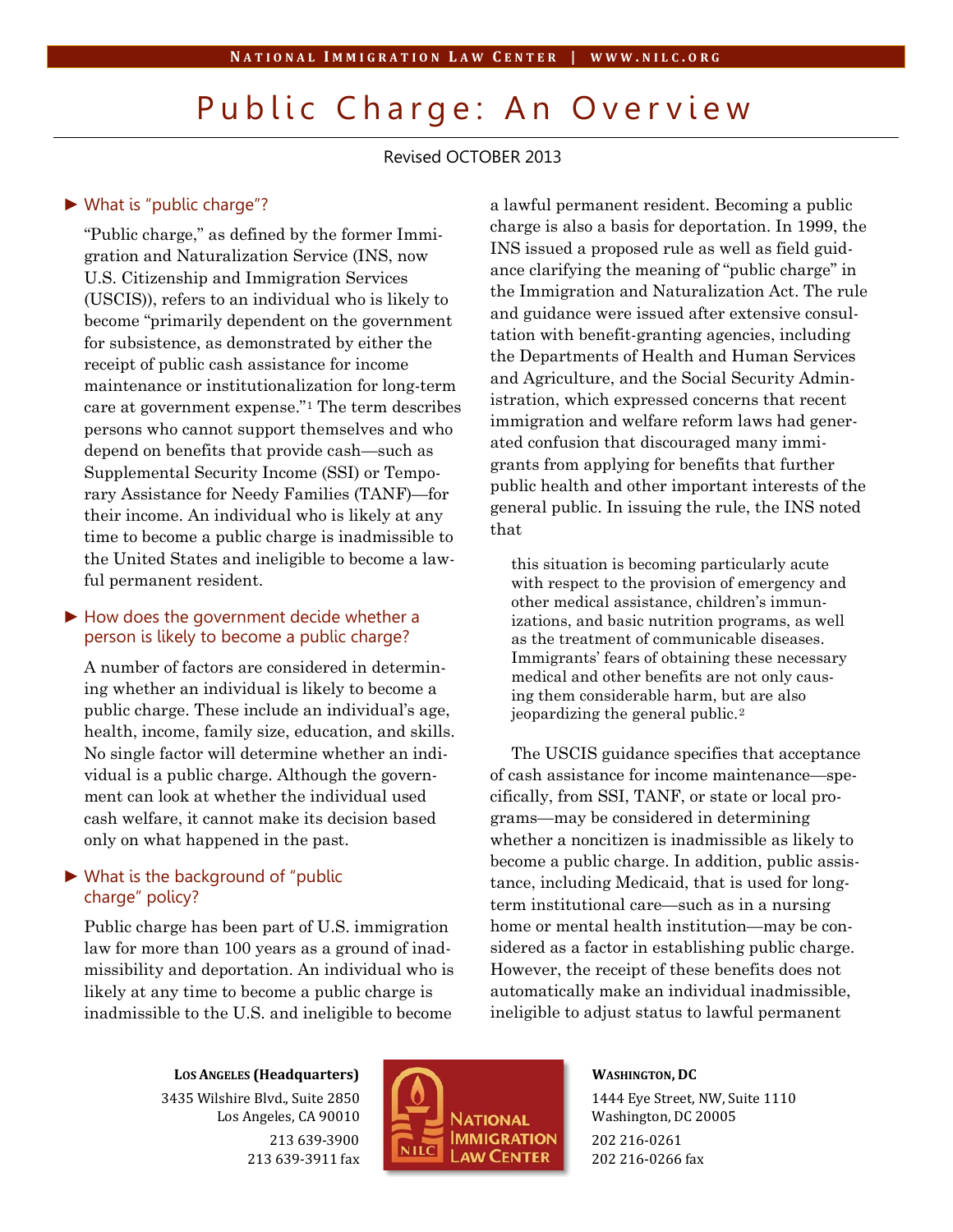# Public Charge: An Overview

Revised OCTOBER 2013

## ► What is "public charge"?

"Public charge," as defined by the former Immigration and Naturalization Service (INS, now U.S. Citizenship and Immigration Services (USCIS)), refers to an individual who is likely to become "primarily dependent on the government for subsistence, as demonstrated by either the receipt of public cash assistance for income maintenance or institutionalization for long-term care at government expense."[1] The term describes persons who cannot support themselves and who depend on benefits that provide cash—such as Supplemental Security Income (SSI) or Temporary Assistance for Needy Families (TANF)—for their income. An individual who is likely at any time to become a public charge is inadmissible to the United States and ineligible to become a lawful permanent resident.

## ► How does the government decide whether a person is likely to become a public charge?

A number of factors are considered in determining whether an individual is likely to become a public charge. These include an individual's age, health, income, family size, education, and skills. No single factor will determine whether an individual is a public charge. Although the government can look at whether the individual used cash welfare, it cannot make its decision based only on what happened in the past.

## ► What is the background of "public charge" policy?

Public charge has been part of U.S. immigration law for more than 100 years as a ground of inadmissibility and deportation. An individual who is likely at any time to become a public charge is inadmissible to the U.S. and ineligible to become a lawful permanent resident. Becoming a public charge is also a basis for deportation. In 1999, the INS issued a proposed rule as well as field guidance clarifying the meaning of "public charge" in the Immigration and Naturalization Act. The rule and guidance were issued after extensive consultation with benefit-granting agencies, including the Departments of Health and Human Services and Agriculture, and the Social Security Administration, which expressed concerns that recent immigration and welfare reform laws had generated confusion that discouraged many immigrants from applying for benefits that further public health and other important interests of the general public. In issuing the rule, the INS noted that

> this situation is becoming particularly acute with respect to the provision of emergency and other medical assistance, children's immunizations, and basic nutrition programs, as well as the treatment of communicable diseases. Immigrants' fears of obtaining these necessary medical and other benefits are not only causing them considerable harm, but are also jeopardizing the general public.[2]

The USCIS guidance specifies that acceptance of cash assistance for income maintenance—specifically, from SSI, TANF, or state or local programs—may be considered in determining whether a noncitizen is inadmissible as likely to become a public charge. In addition, public assistance, including Medicaid, that is used for long-term institutional care—such as in a nursing home or mental health institution—may be considered as a factor in establishing public charge. However, the receipt of these benefits does not automatically make an individual inadmissible, ineligible to adjust status to lawful permanent

**Los Angeles (Headquarters)**
3435 Wilshire Blvd., Suite 2850
Los Angeles, CA 90010
213 639-3900
213 639-3911 fax

**Washington, DC**
1444 Eye Street, NW, Suite 1110
Washington, DC 20005
202 216-0261
202 216-0266 fax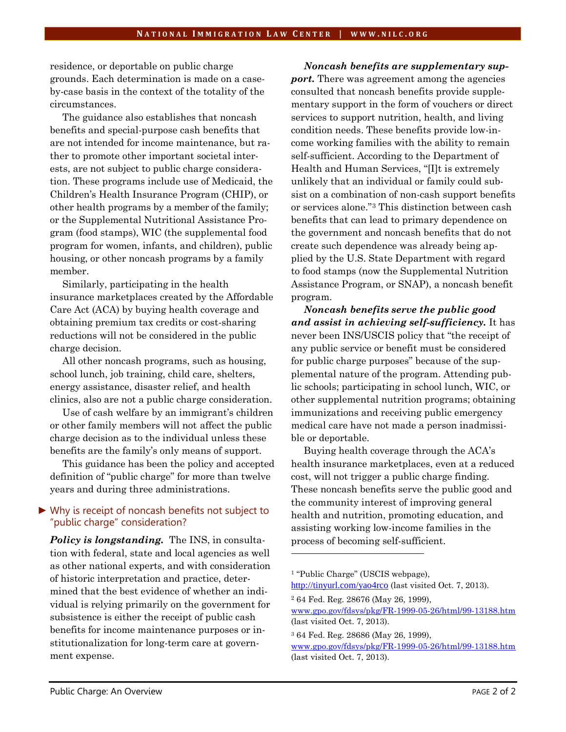residence, or deportable on public charge grounds. Each determination is made on a case-by-case basis in the context of the totality of the circumstances.

The guidance also establishes that noncash benefits and special-purpose cash benefits that are not intended for income maintenance, but rather to promote other important societal interests, are not subject to public charge consideration. These programs include use of Medicaid, the Children's Health Insurance Program (CHIP), or other health programs by a member of the family; or the Supplemental Nutritional Assistance Program (food stamps), WIC (the supplemental food program for women, infants, and children), public housing, or other noncash programs by a family member.

Similarly, participating in the health insurance marketplaces created by the Affordable Care Act (ACA) by buying health coverage and obtaining premium tax credits or cost-sharing reductions will not be considered in the public charge decision.

All other noncash programs, such as housing, school lunch, job training, child care, shelters, energy assistance, disaster relief, and health clinics, also are not a public charge consideration.

Use of cash welfare by an immigrant's children or other family members will not affect the public charge decision as to the individual unless these benefits are the family's only means of support.

This guidance has been the policy and accepted definition of "public charge" for more than twelve years and during three administrations.

## ► Why is receipt of noncash benefits not subject to "public charge" consideration?

***Policy is longstanding.*** The INS, in consultation with federal, state and local agencies as well as other national experts, and with consideration of historic interpretation and practice, determined that the best evidence of whether an individual is relying primarily on the government for subsistence is either the receipt of public cash benefits for income maintenance purposes or institutionalization for long-term care at government expense.

***Noncash benefits are supplementary support.*** There was agreement among the agencies consulted that noncash benefits provide supplementary support in the form of vouchers or direct services to support nutrition, health, and living condition needs. These benefits provide low-income working families with the ability to remain self-sufficient. According to the Department of Health and Human Services, "[I]t is extremely unlikely that an individual or family could subsist on a combination of non-cash support benefits or services alone."[3] This distinction between cash benefits that can lead to primary dependence on the government and noncash benefits that do not create such dependence was already being applied by the U.S. State Department with regard to food stamps (now the Supplemental Nutrition Assistance Program, or SNAP), a noncash benefit program.

***Noncash benefits serve the public good and assist in achieving self-sufficiency.*** It has never been INS/USCIS policy that "the receipt of any public service or benefit must be considered for public charge purposes" because of the supplemental nature of the program. Attending public schools; participating in school lunch, WIC, or other supplemental nutrition programs; obtaining immunizations and receiving public emergency medical care have not made a person inadmissible or deportable.

Buying health coverage through the ACA's health insurance marketplaces, even at a reduced cost, will not trigger a public charge finding. These noncash benefits serve the public good and the community interest of improving general health and nutrition, promoting education, and assisting working low-income families in the process of becoming self-sufficient.

---

[1] "Public Charge" (USCIS webpage), http://tinyurl.com/yao4rco (last visited Oct. 7, 2013).

[2] 64 Fed. Reg. 28676 (May 26, 1999), www.gpo.gov/fdsys/pkg/FR-1999-05-26/html/99-13188.htm (last visited Oct. 7, 2013).

[3] 64 Fed. Reg. 28686 (May 26, 1999), www.gpo.gov/fdsys/pkg/FR-1999-05-26/html/99-13188.htm (last visited Oct. 7, 2013).